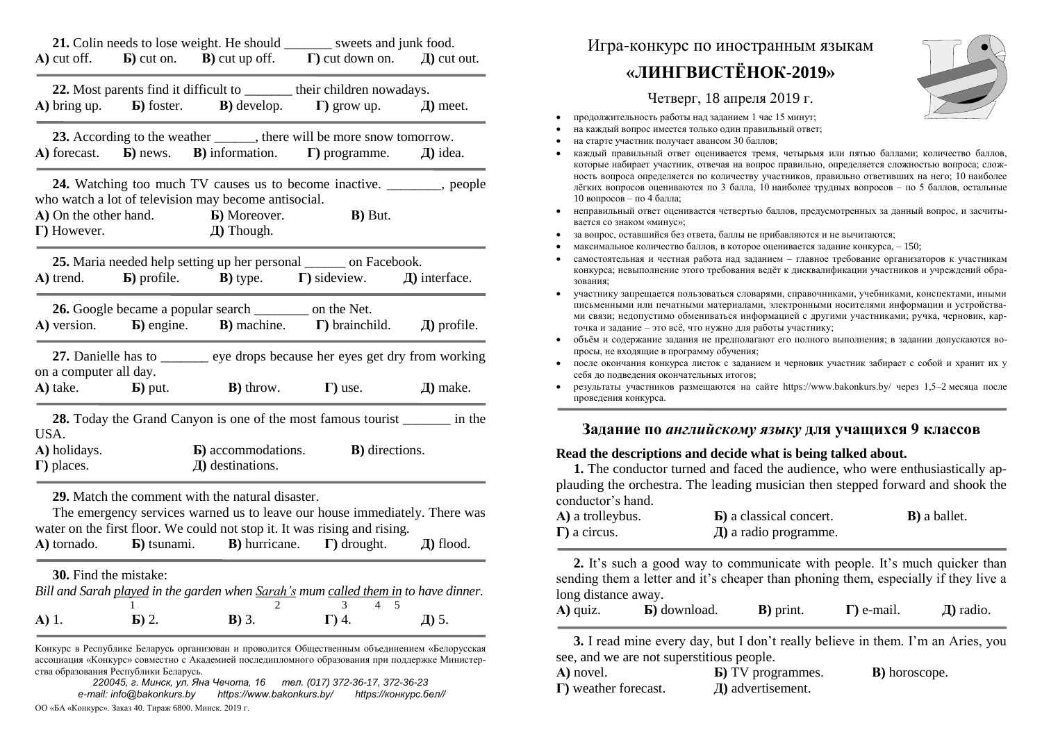# Игра-конкурс по иностранным языкам

## «ЛИНГВИСТЁНОК-2019»

Четверг, 18 апреля 2019 г.

- продолжительность работы над заданием 1 час 15 минут;
- на каждый вопрос имеется только один правильный ответ;
- на старте участник получает авансом 30 баллов;
- каждый правильный ответ оценивается тремя, четырьмя или пятью баллами; количество баллов, которые набирает участник, отвечая на вопрос правильно, определяется сложностью вопроса; сложность вопроса определяется по количеству участников, правильно ответивших на него; 10 наиболее лёгких вопросов оцениваются по 3 балла, 10 наиболее трудных вопросов – по 5 баллов, остальные 10 вопросов – по 4 балла;
- неправильный ответ оценивается четвертью баллов, предусмотренных за данный вопрос, и засчитывается со знаком «минус»;
- за вопрос, оставшийся без ответа, баллы не прибавляются и не вычитаются;
- максимальное количество баллов, в которое оценивается задание конкурса, – 150;
- самостоятельная и честная работа над заданием – главное требование организаторов к участникам конкурса; невыполнение этого требования ведёт к дисквалификации участников и учреждений образования;
- участнику запрещается пользоваться словарями, справочниками, учебниками, конспектами, иными письменными или печатными материалами, электронными носителями информации и устройствами связи; недопустимо обмениваться информацией с другими участниками; ручка, черновик, карточка и задание – это всё, что нужно для работы участнику;
- объём и содержание задания не предполагают его полного выполнения; в задании допускаются вопросы, не входящие в программу обучения;
- после окончания конкурса листок с заданием и черновик участник забирает с собой и хранит их у себя до подведения окончательных итогов;
- результаты участников размещаются на сайте https://www.bakonkurs.by/ через 1,5–2 месяца после проведения конкурса.

## Задание по *английскому языку* для учащихся 9 классов

**Read the descriptions and decide what is being talked about.**

**1.** The conductor turned and faced the audience, who were enthusiastically applauding the orchestra. The leading musician then stepped forward and shook the conductor's hand.

**А)** a trolleybus. **Б)** a classical concert. **В)** a ballet.
**Г)** a circus. **Д)** a radio programme.

**2.** It's such a good way to communicate with people. It's much quicker than sending them a letter and it's cheaper than phoning them, especially if they live a long distance away.

**А)** quiz. **Б)** download. **В)** print. **Г)** e-mail. **Д)** radio.

**3.** I read mine every day, but I don't really believe in them. I'm an Aries, you see, and we are not superstitious people.

**А)** novel. **Б)** TV programmes. **В)** horoscope.
**Г)** weather forecast. **Д)** advertisement.

**21.** Colin needs to lose weight. He should _______ sweets and junk food.

**А)** cut off. **Б)** cut on. **В)** cut up off. **Г)** cut down on. **Д)** cut out.

**22.** Most parents find it difficult to _______ their children nowadays.

**А)** bring up. **Б)** foster. **В)** develop. **Г)** grow up. **Д)** meet.

**23.** According to the weather ______, there will be more snow tomorrow.

**А)** forecast. **Б)** news. **В)** information. **Г)** programme. **Д)** idea.

**24.** Watching too much TV causes us to become inactive. ________, people who watch a lot of television may become antisocial.

**А)** On the other hand. **Б)** Moreover. **В)** But.
**Г)** However. **Д)** Though.

**25.** Maria needed help setting up her personal ______ on Facebook.

**А)** trend. **Б)** profile. **В)** type. **Г)** sideview. **Д)** interface.

**26.** Google became a popular search ________ on the Net.

**А)** version. **Б)** engine. **В)** machine. **Г)** brainchild. **Д)** profile.

**27.** Danielle has to _______ eye drops because her eyes get dry from working on a computer all day.

**А)** take. **Б)** put. **В)** throw. **Г)** use. **Д)** make.

**28.** Today the Grand Canyon is one of the most famous tourist _______ in the USA.

**А)** holidays. **Б)** accommodations. **В)** directions.
**Г)** places. **Д)** destinations.

**29.** Match the comment with the natural disaster.

The emergency services warned us to leave our house immediately. There was water on the first floor. We could not stop it. It was rising and rising.

**А)** tornado. **Б)** tsunami. **В)** hurricane. **Г)** drought. **Д)** flood.

**30.** Find the mistake:

*Bill and Sarah <u>played</u>(1) in the garden when <u>Sarah's</u>(2) mum <u>called</u>(3) <u>them</u>(4) <u>in</u>(5) to have dinner.*

**А)** 1. **Б)** 2. **В)** 3. **Г)** 4. **Д)** 5.

Конкурс в Республике Беларусь организован и проводится Общественным объединением «Белорусская ассоциация «Конкурс» совместно с Академией последипломного образования при поддержке Министерства образования Республики Беларусь.

*220045, г. Минск, ул. Яна Чечота, 16 тел. (017) 372-36-17, 372-36-23*
*e-mail: info@bakonkurs.by https://www.bakonkurs.by/ https://конкурс.бел//*

ОО «БА «Конкурс». Заказ 40. Тираж 6800. Минск. 2019 г.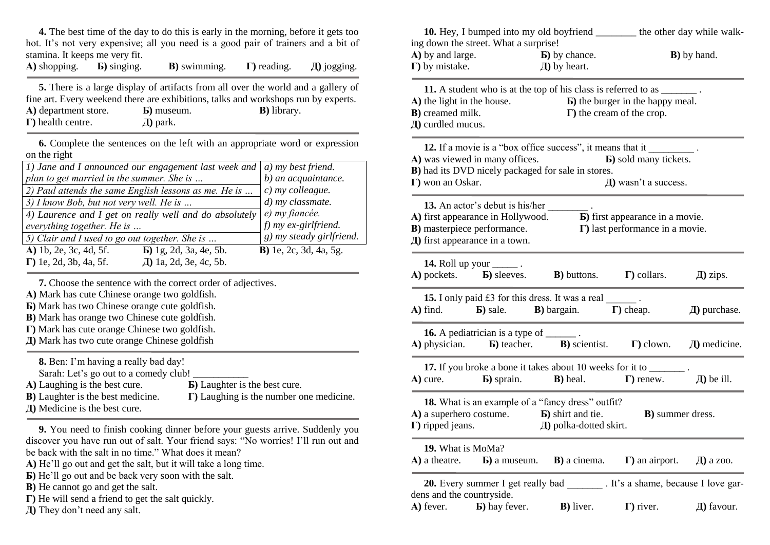**4.** The best time of the day to do this is early in the morning, before it gets too hot. It's not very expensive; all you need is a good pair of trainers and a bit of stamina. It keeps me very fit.
**А)** shopping. **Б)** singing. **В)** swimming. **Г)** reading. **Д)** jogging.

**5.** There is a large display of artifacts from all over the world and a gallery of fine art. Every weekend there are exhibitions, talks and workshops run by experts.
**А)** department store. **Б)** museum. **В)** library.
**Г)** health centre. **Д)** park.

**6.** Complete the sentences on the left with an appropriate word or expression on the right

| | |
|---|---|
| *1) Jane and I announced our engagement last week and plan to get married in the summer. She is …* | *a) my best friend.*<br>*b) an acquaintance.* |
| *2) Paul attends the same English lessons as me. He is …* | *c) my colleague.* |
| *3) I know Bob, but not very well. He is …* | *d) my classmate.* |
| *4) Laurence and I get on really well and do absolutely everything together. He is …* | *e) my fiancée.*<br>*f) my ex-girlfriend.* |
| *5) Clair and I used to go out together. She is …* | *g) my steady girlfriend.* |

**А)** 1b, 2e, 3c, 4d, 5f. **Б)** 1g, 2d, 3a, 4e, 5b. **В)** 1e, 2c, 3d, 4a, 5g.
**Г)** 1e, 2d, 3b, 4a, 5f. **Д)** 1a, 2d, 3e, 4c, 5b.

**7.** Choose the sentence with the correct order of adjectives.
**А)** Mark has cute Chinese orange two goldfish.
**Б)** Mark has two Chinese orange cute goldfish.
**В)** Mark has orange two Chinese cute goldfish.
**Г)** Mark has cute orange Chinese two goldfish.
**Д)** Mark has two cute orange Chinese goldfish

**8.** Ben: I'm having a really bad day!
Sarah: Let's go out to a comedy club! ___________
**А)** Laughing is the best cure. **Б)** Laughter is the best cure.
**В)** Laughter is the best medicine. **Г)** Laughing is the number one medicine.
**Д)** Medicine is the best cure.

**9.** You need to finish cooking dinner before your guests arrive. Suddenly you discover you have run out of salt. Your friend says: "No worries! I'll run out and be back with the salt in no time." What does it mean?
**А)** He'll go out and get the salt, but it will take a long time.
**Б)** He'll go out and be back very soon with the salt.
**В)** He cannot go and get the salt.
**Г)** He will send a friend to get the salt quickly.
**Д)** They don't need any salt.

**10.** Hey, I bumped into my old boyfriend ________ the other day while walking down the street. What a surprise!
**А)** by and large. **Б)** by chance. **В)** by hand.
**Г)** by mistake. **Д)** by heart.

**11.** A student who is at the top of his class is referred to as _______ .
**А)** the light in the house. **Б)** the burger in the happy meal.
**В)** creamed milk. **Г)** the cream of the crop.
**Д)** curdled mucus.

**12.** If a movie is a "box office success", it means that it _________ .
**А)** was viewed in many offices. **Б)** sold many tickets.
**В)** had its DVD nicely packaged for sale in stores.
**Г)** won an Oskar. **Д)** wasn't a success.

**13.** An actor's debut is his/her ________ .
**А)** first appearance in Hollywood. **Б)** first appearance in a movie.
**В)** masterpiece performance. **Г)** last performance in a movie.
**Д)** first appearance in a town.

**14.** Roll up your _____ .
**А)** pockets. **Б)** sleeves. **В)** buttons. **Г)** collars. **Д)** zips.

**15.** I only paid £3 for this dress. It was a real ______ .
**А)** find. **Б)** sale. **В)** bargain. **Г)** cheap. **Д)** purchase.

**16.** A pediatrician is a type of ______ .
**А)** physician. **Б)** teacher. **В)** scientist. **Г)** clown. **Д)** medicine.

**17.** If you broke a bone it takes about 10 weeks for it to _______ .
**А)** cure. **Б)** sprain. **В)** heal. **Г)** renew. **Д)** be ill.

**18.** What is an example of a "fancy dress" outfit?
**А)** a superhero costume. **Б)** shirt and tie. **В)** summer dress.
**Г)** ripped jeans. **Д)** polka-dotted skirt.

**19.** What is MoMa?
**А)** a theatre. **Б)** a museum. **В)** a cinema. **Г)** an airport. **Д)** a zoo.

**20.** Every summer I get really bad _______ . It's a shame, because I love gardens and the countryside.
**А)** fever. **Б)** hay fever. **В)** liver. **Г)** river. **Д)** favour.